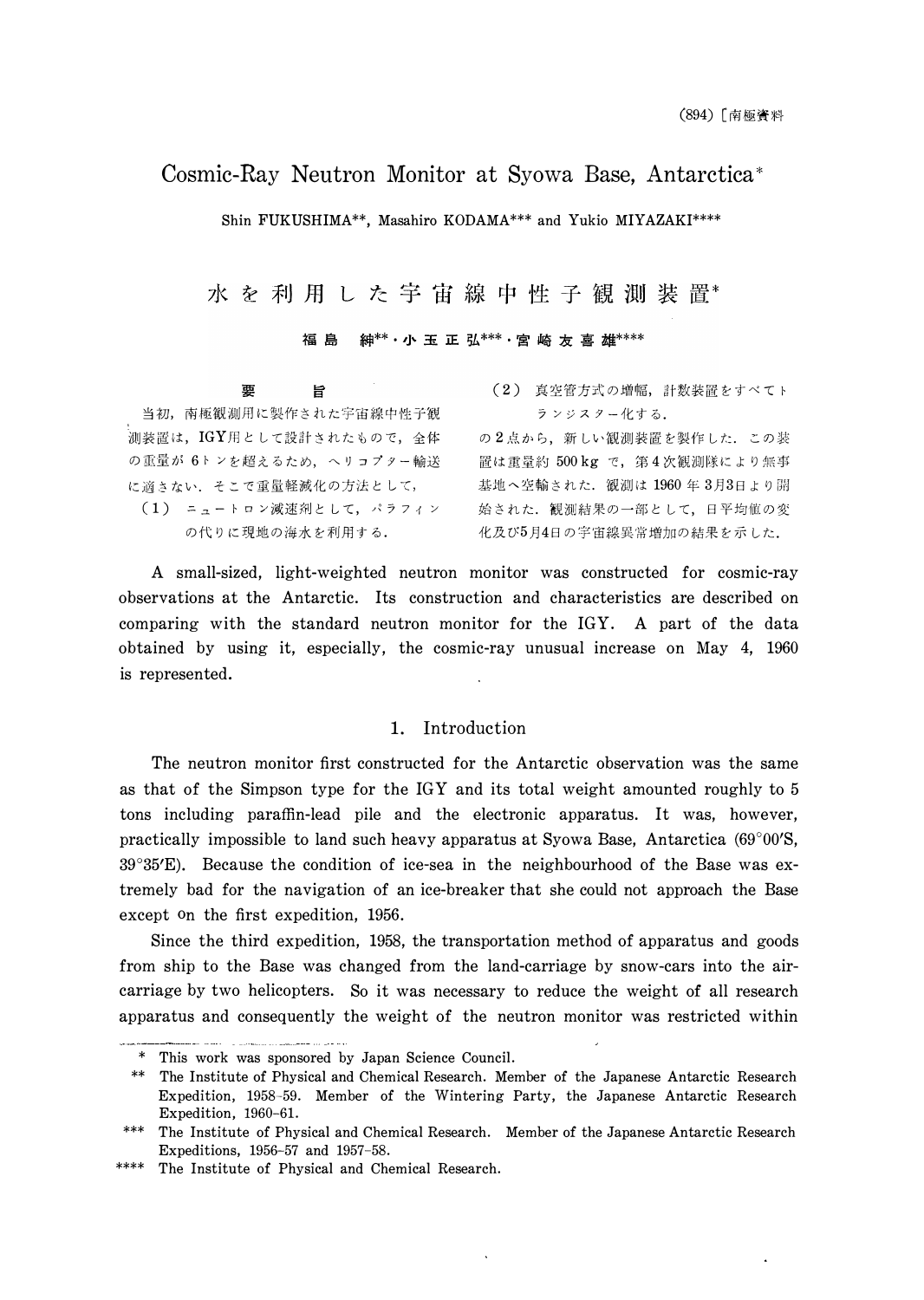# Cosmic-Ray Neutron Monitor at Syowa Base, Antarctica*

Shin FUKUSHIMA**, Masahiro KODAMA*** and Yukio MIYAZAKI****

# 水を利用した宇宙線中性子観測装置*

福島　紳**・小玉正弘***・宮崎友喜雄****

## 要　旨

当初，南極観測用に製作された宇宙線中性子観測装置は，IGY用として設計されたもので，全体の重量が6トンを超えるため，ヘリコプター輸送に適さない．そこで重量軽減化の方法として，

（1）ニュートロン減速剤として，パラフィンの代りに現地の海水を利用する．

（2）真空管方式の増幅，計数装置をすべてトランジスター化する．

の2点から，新しい観測装置を製作した．この装置は重量約 500 kg で，第4次観測隊により無事基地へ空輸された．観測は 1960 年 3月3日より開始された．観測結果の一部として，日平均値の変化及び5月4日の宇宙線異常増加の結果を示した．

A small-sized, light-weighted neutron monitor was constructed for cosmic-ray observations at the Antarctic. Its construction and characteristics are described on comparing with the standard neutron monitor for the IGY. A part of the data obtained by using it, especially, the cosmic-ray unusual increase on May 4, 1960 is represented.

## 1. Introduction

The neutron monitor first constructed for the Antarctic observation was the same as that of the Simpson type for the IGY and its total weight amounted roughly to 5 tons including paraffin-lead pile and the electronic apparatus. It was, however, practically impossible to land such heavy apparatus at Syowa Base, Antarctica (69°00′S, 39°35′E). Because the condition of ice-sea in the neighbourhood of the Base was extremely bad for the navigation of an ice-breaker that she could not approach the Base except on the first expedition, 1956.

Since the third expedition, 1958, the transportation method of apparatus and goods from ship to the Base was changed from the land-carriage by snow-cars into the air-carriage by two helicopters. So it was necessary to reduce the weight of all research apparatus and consequently the weight of the neutron monitor was restricted within

---

\* This work was sponsored by Japan Science Council.

\*\* The Institute of Physical and Chemical Research. Member of the Japanese Antarctic Research Expedition, 1958–59. Member of the Wintering Party, the Japanese Antarctic Research Expedition, 1960–61.

\*\*\* The Institute of Physical and Chemical Research. Member of the Japanese Antarctic Research Expeditions, 1956–57 and 1957–58.

\*\*\*\* The Institute of Physical and Chemical Research.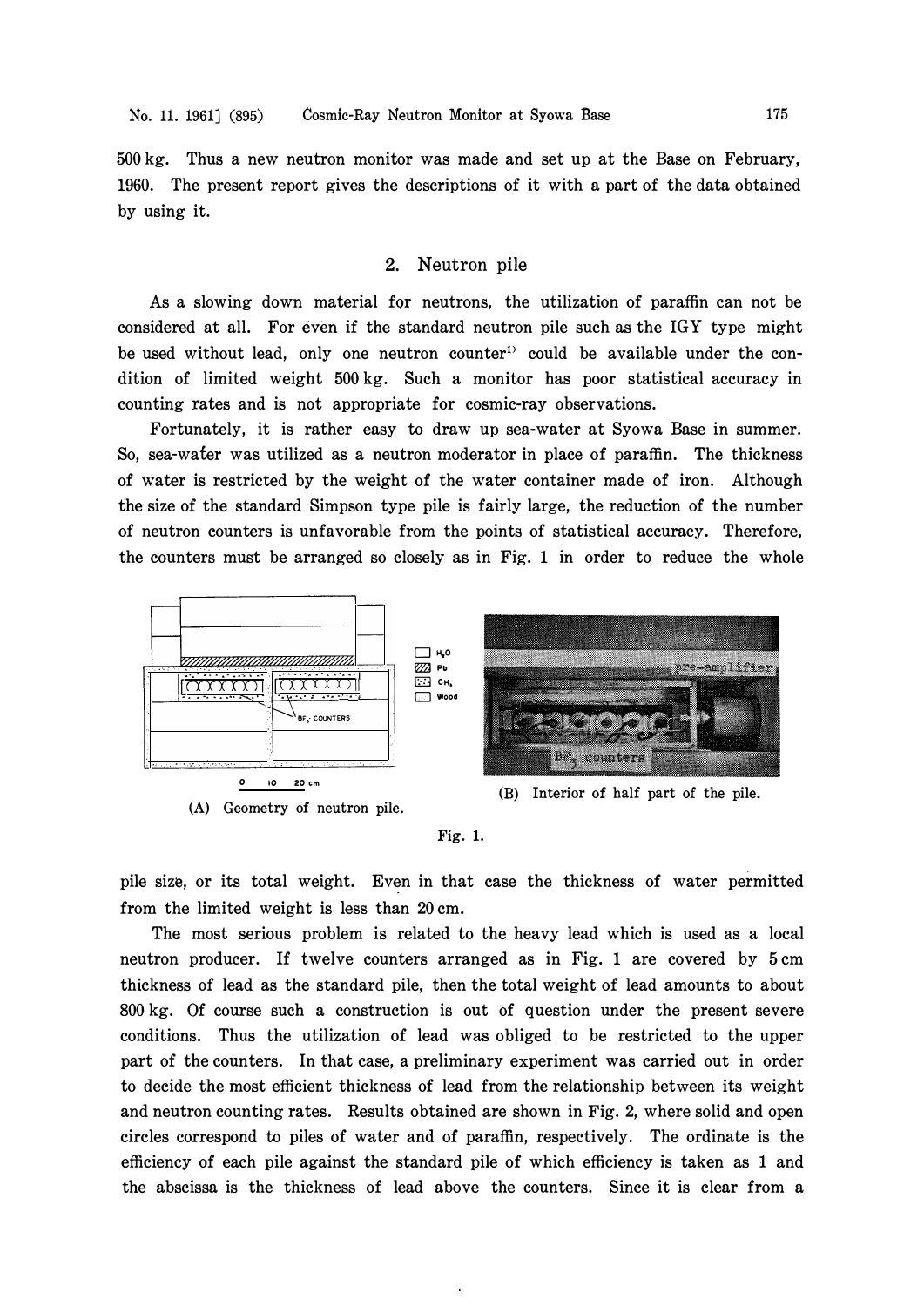500 kg. Thus a new neutron monitor was made and set up at the Base on February, 1960. The present report gives the descriptions of it with a part of the data obtained by using it.

## 2. Neutron pile

As a slowing down material for neutrons, the utilization of paraffin can not be considered at all. For even if the standard neutron pile such as the IGY type might be used without lead, only one neutron counter[1] could be available under the condition of limited weight 500 kg. Such a monitor has poor statistical accuracy in counting rates and is not appropriate for cosmic-ray observations.

Fortunately, it is rather easy to draw up sea-water at Syowa Base in summer. So, sea-water was utilized as a neutron moderator in place of paraffin. The thickness of water is restricted by the weight of the water container made of iron. Although the size of the standard Simpson type pile is fairly large, the reduction of the number of neutron counters is unfavorable from the points of statistical accuracy. Therefore, the counters must be arranged so closely as in Fig. 1 in order to reduce the whole pile size, or its total weight. Even in that case the thickness of water permitted from the limited weight is less than 20 cm.

$H_2O$
Pb
$CH_4$
Wood

$BF_3$ COUNTERS

0 10 20 cm

(A) Geometry of neutron pile.

pre-amplifier

$BF_3$ counters

(B) Interior of half part of the pile.

Fig. 1.

The most serious problem is related to the heavy lead which is used as a local neutron producer. If twelve counters arranged as in Fig. 1 are covered by 5 cm thickness of lead as the standard pile, then the total weight of lead amounts to about 800 kg. Of course such a construction is out of question under the present severe conditions. Thus the utilization of lead was obliged to be restricted to the upper part of the counters. In that case, a preliminary experiment was carried out in order to decide the most efficient thickness of lead from the relationship between its weight and neutron counting rates. Results obtained are shown in Fig. 2, where solid and open circles correspond to piles of water and of paraffin, respectively. The ordinate is the efficiency of each pile against the standard pile of which efficiency is taken as 1 and the abscissa is the thickness of lead above the counters. Since it is clear from a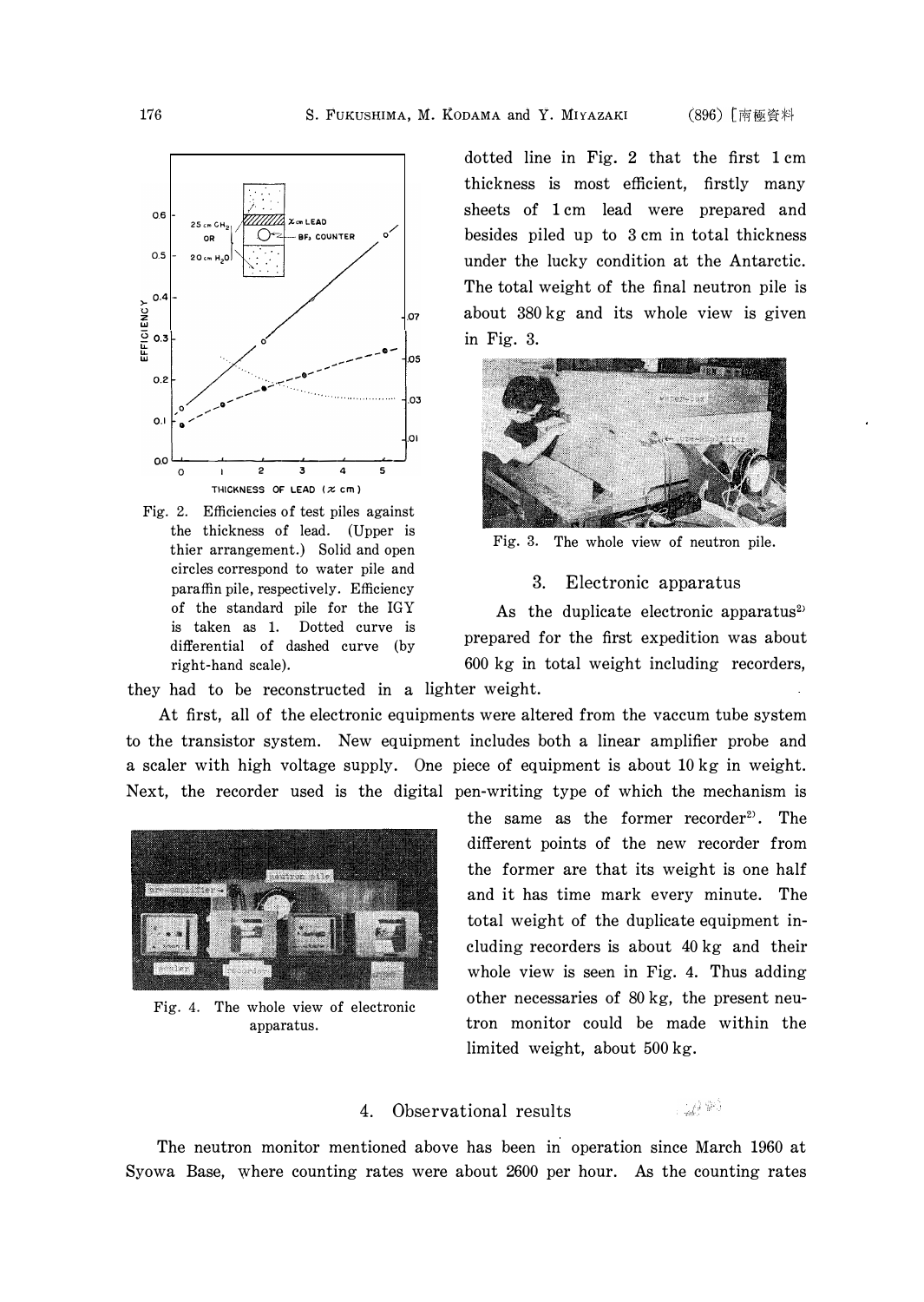0.6

25 cm $CH_2$ OR 20 cm $H_2O$

x cm LEAD

$BF_3$ COUNTER

0.5

0.4

EFFICIENCY

0.3

0.2

0.1

0.0

0 1 2 3 4 5

THICKNESS OF LEAD (x cm)

.07

.05

.03

.01

Fig. 2. Efficiencies of test piles against the thickness of lead. (Upper is thier arrangement.) Solid and open circles correspond to water pile and paraffin pile, respectively. Efficiency of the standard pile for the IGY is taken as 1. Dotted curve is differential of dashed curve (by right-hand scale).

dotted line in Fig. 2 that the first 1 cm thickness is most efficient, firstly many sheets of 1 cm lead were prepared and besides piled up to 3 cm in total thickness under the lucky condition at the Antarctic. The total weight of the final neutron pile is about 380 kg and its whole view is given in Fig. 3.

Fig. 3. The whole view of neutron pile.

## 3. Electronic apparatus

As the duplicate electronic apparatus[2] prepared for the first expedition was about 600 kg in total weight including recorders, they had to be reconstructed in a lighter weight.

At first, all of the electronic equipments were altered from the vaccum tube system to the transistor system. New equipment includes both a linear amplifier probe and a scaler with high voltage supply. One piece of equipment is about 10 kg in weight. Next, the recorder used is the digital pen-writing type of which the mechanism is the same as the former recorder[2]. The different points of the new recorder from the former are that its weight is one half and it has time mark every minute. The total weight of the duplicate equipment including recorders is about 40 kg and their whole view is seen in Fig. 4. Thus adding other necessaries of 80 kg, the present neutron monitor could be made within the limited weight, about 500 kg.

Fig. 4. The whole view of electronic apparatus.

## 4. Observational results

The neutron monitor mentioned above has been in operation since March 1960 at Syowa Base, where counting rates were about 2600 per hour. As the counting rates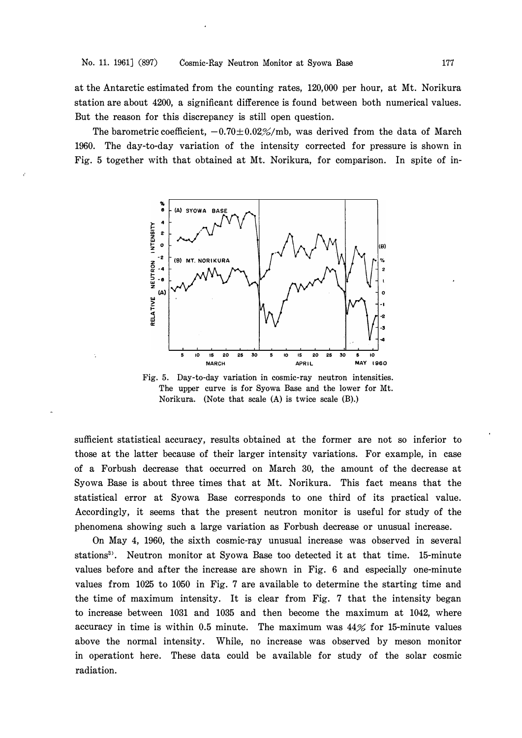at the Antarctic estimated from the counting rates, 120,000 per hour, at Mt. Norikura station are about 4200, a significant difference is found between both numerical values. But the reason for this discrepancy is still open question.

The barometric coefficient, $-0.70\pm0.02\%$/mb, was derived from the data of March 1960. The day-to-day variation of the intensity corrected for pressure is shown in Fig. 5 together with that obtained at Mt. Norikura, for comparison. In spite of insufficient statistical accuracy, results obtained at the former are not so inferior to those at the latter because of their larger intensity variations. For example, in case of a Forbush decrease that occurred on March 30, the amount of the decrease at Syowa Base is about three times that at Mt. Norikura. This fact means that the statistical error at Syowa Base corresponds to one third of its practical value. Accordingly, it seems that the present neutron monitor is useful for study of the phenomena showing such a large variation as Forbush decrease or unusual increase.

%
(A) SYOWA BASE
(B) MT. NORIKURA
RELATIVE NEUTRON INTENSITY
(A)
(B)
%
6
4
2
0
-2
-4
-6
2
1
0
-1
-2
-3
-4
5 10 15 20 25 30 5 10 15 20 25 30 5 10
MARCH APRIL MAY 1960

Fig. 5. Day-to-day variation in cosmic-ray neutron intensities. The upper curve is for Syowa Base and the lower for Mt. Norikura. (Note that scale (A) is twice scale (B).)

On May 4, 1960, the sixth cosmic-ray unusual increase was observed in several stations[3]. Neutron monitor at Syowa Base too detected it at that time. 15-minute values before and after the increase are shown in Fig. 6 and especially one-minute values from 1025 to 1050 in Fig. 7 are available to determine the starting time and the time of maximum intensity. It is clear from Fig. 7 that the intensity began to increase between 1031 and 1035 and then become the maximum at 1042, where accuracy in time is within 0.5 minute. The maximum was 44% for 15-minute values above the normal intensity. While, no increase was observed by meson monitor in operationt here. These data could be available for study of the solar cosmic radiation.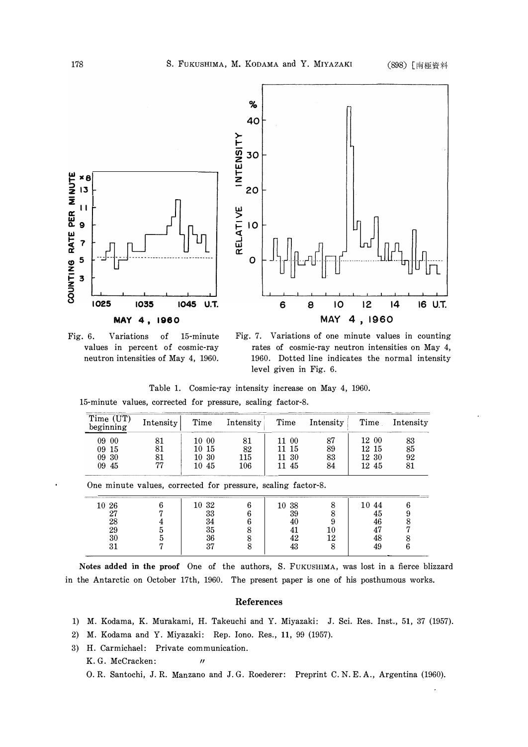COUNTING RATE PER MINUTE
×8
13
11
9
7
5
3
1025 1035 1045 U.T.
MAY 4, 1960

Fig. 6. Variations of 15-minute values in percent of cosmic-ray neutron intensities of May 4, 1960.

%
40
30
20
10
0
RELATIVE INTENSITY
6 8 10 12 14 16 U.T.
MAY 4, 1960

Fig. 7. Variations of one minute values in counting rates of cosmic-ray neutron intensities on May 4, 1960. Dotted line indicates the normal intensity level given in Fig. 6.

Table 1. Cosmic-ray intensity increase on May 4, 1960.

15-minute values, corrected for pressure, scaling factor-8.

| Time (UT) beginning | Intensity | Time | Intensity | Time | Intensity | Time | Intensity |
|---|---|---|---|---|---|---|---|
| 09 00 | 81 | 10 00 | 81 | 11 00 | 87 | 12 00 | 83 |
| 09 15 | 81 | 10 15 | 82 | 11 15 | 89 | 12 15 | 85 |
| 09 30 | 81 | 10 30 | 115 | 11 30 | 83 | 12 30 | 92 |
| 09 45 | 77 | 10 45 | 106 | 11 45 | 84 | 12 45 | 81 |

One minute values, corrected for pressure, scaling factor-8.

| | | | | | | | |
|---|---|---|---|---|---|---|---|
| 10 26 | 6 | 10 32 | 6 | 10 38 | 8 | 10 44 | 6 |
| 27 | 7 | 33 | 6 | 39 | 8 | 45 | 9 |
| 28 | 4 | 34 | 6 | 40 | 9 | 46 | 8 |
| 29 | 5 | 35 | 8 | 41 | 10 | 47 | 7 |
| 30 | 5 | 36 | 8 | 42 | 12 | 48 | 8 |
| 31 | 7 | 37 | 8 | 43 | 8 | 49 | 6 |

**Notes added in the proof** One of the authors, S. Fukushima, was lost in a fierce blizzard in the Antarctic on October 17th, 1960. The present paper is one of his posthumous works.

## References

1) M. Kodama, K. Murakami, H. Takeuchi and Y. Miyazaki: J. Sci. Res. Inst., **51**, 37 (1957).
2) M. Kodama and Y. Miyazaki: Rep. Iono. Res., **11**, 99 (1957).
3) H. Carmichael: Private communication.
   K. G. McCracken: 〃
   O. R. Santochi, J. R. Manzano and J. G. Roederer: Preprint C. N. E. A., Argentina (1960).